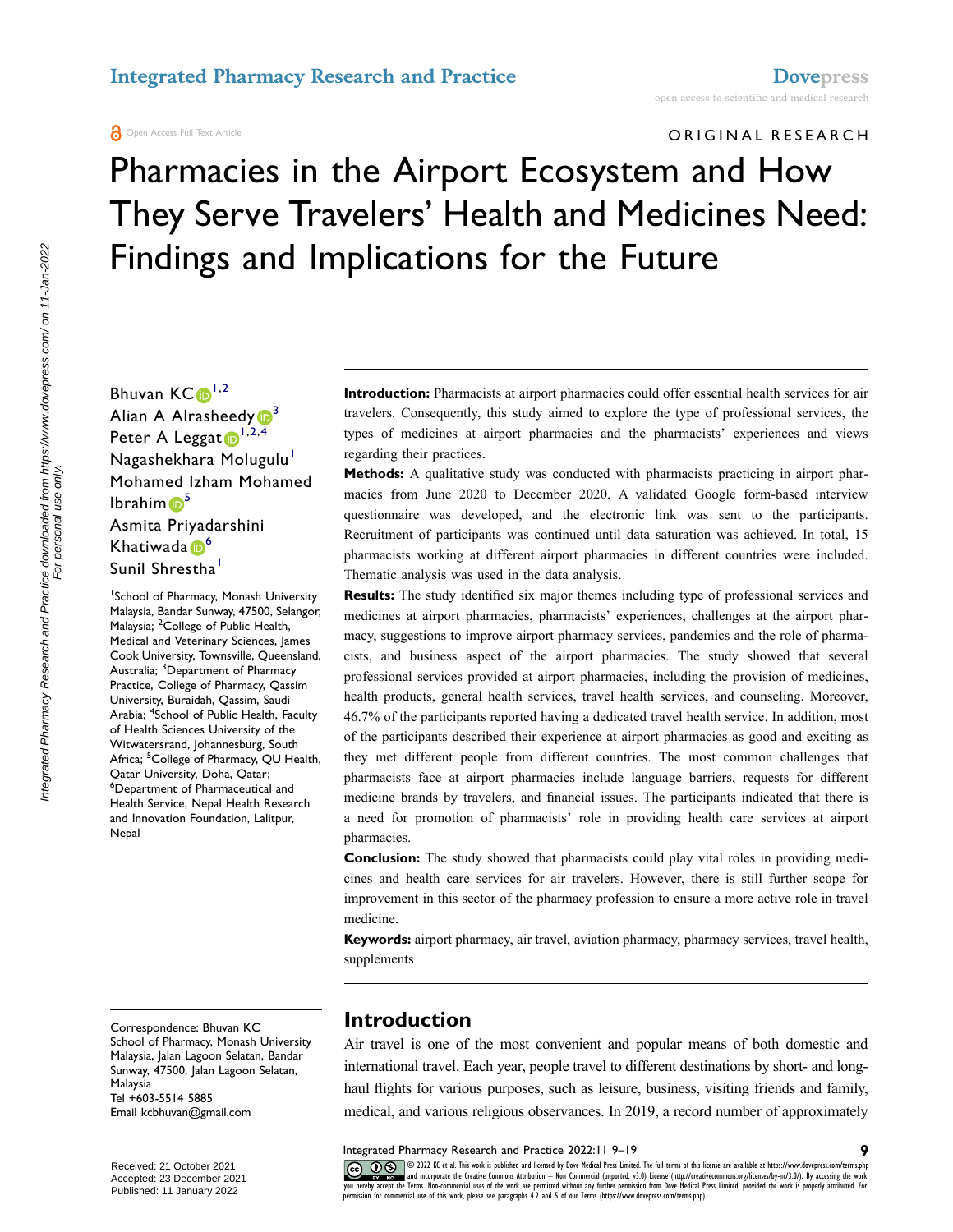Open Access Full Text Article

ORIGINAL RESEARCH

# Pharmacies in the Airport Ecosystem and How They Serve Travelers' Health and Medicines Need: Findings and Implications for the Future

Bhuvan KC[1,2]
Alian A Alrasheedy[3]
Peter A Leggat[1,2,4]
Nagashekhara Molugulu[1]
Mohamed Izham Mohamed Ibrahim[5]
Asmita Priyadarshini Khatiwada[6]
Sunil Shrestha[1]

[1]School of Pharmacy, Monash University Malaysia, Bandar Sunway, 47500, Selangor, Malaysia; [2]College of Public Health, Medical and Veterinary Sciences, James Cook University, Townsville, Queensland, Australia; [3]Department of Pharmacy Practice, College of Pharmacy, Qassim University, Buraidah, Qassim, Saudi Arabia; [4]School of Public Health, Faculty of Health Sciences University of the Witwatersrand, Johannesburg, South Africa; [5]College of Pharmacy, QU Health, Qatar University, Doha, Qatar; [6]Department of Pharmaceutical and Health Service, Nepal Health Research and Innovation Foundation, Lalitpur, Nepal

**Introduction:** Pharmacists at airport pharmacies could offer essential health services for air travelers. Consequently, this study aimed to explore the type of professional services, the types of medicines at airport pharmacies and the pharmacists' experiences and views regarding their practices.

**Methods:** A qualitative study was conducted with pharmacists practicing in airport pharmacies from June 2020 to December 2020. A validated Google form-based interview questionnaire was developed, and the electronic link was sent to the participants. Recruitment of participants was continued until data saturation was achieved. In total, 15 pharmacists working at different airport pharmacies in different countries were included. Thematic analysis was used in the data analysis.

**Results:** The study identified six major themes including type of professional services and medicines at airport pharmacies, pharmacists' experiences, challenges at the airport pharmacy, suggestions to improve airport pharmacy services, pandemics and the role of pharmacists, and business aspect of the airport pharmacies. The study showed that several professional services provided at airport pharmacies, including the provision of medicines, health products, general health services, travel health services, and counseling. Moreover, 46.7% of the participants reported having a dedicated travel health service. In addition, most of the participants described their experience at airport pharmacies as good and exciting as they met different people from different countries. The most common challenges that pharmacists face at airport pharmacies include language barriers, requests for different medicine brands by travelers, and financial issues. The participants indicated that there is a need for promotion of pharmacists' role in providing health care services at airport pharmacies.

**Conclusion:** The study showed that pharmacists could play vital roles in providing medicines and health care services for air travelers. However, there is still further scope for improvement in this sector of the pharmacy profession to ensure a more active role in travel medicine.

**Keywords:** airport pharmacy, air travel, aviation pharmacy, pharmacy services, travel health, supplements

Correspondence: Bhuvan KC
School of Pharmacy, Monash University Malaysia, Jalan Lagoon Selatan, Bandar Sunway, 47500, Jalan Lagoon Selatan, Malaysia
Tel +603-5514 5885
Email kcbhuvan@gmail.com

Received: 21 October 2021
Accepted: 23 December 2021
Published: 11 January 2022

## Introduction

Air travel is one of the most convenient and popular means of both domestic and international travel. Each year, people travel to different destinations by short- and long-haul flights for various purposes, such as leisure, business, visiting friends and family, medical, and various religious observances. In 2019, a record number of approximately

© 2022 KC et al. This work is published and licensed by Dove Medical Press Limited. The full terms of this license are available at https://www.dovepress.com/terms.php and incorporate the Creative Commons Attribution – Non Commercial (unported, v3.0) License (http://creativecommons.org/licenses/by-nc/3.0/). By accessing the work you hereby accept the Terms. Non-commercial uses of the work are permitted without any further permission from Dove Medical Press Limited, provided the work is properly attributed. For permission for commercial use of this work, please see paragraphs 4.2 and 5 of our Terms (https://www.dovepress.com/terms.php).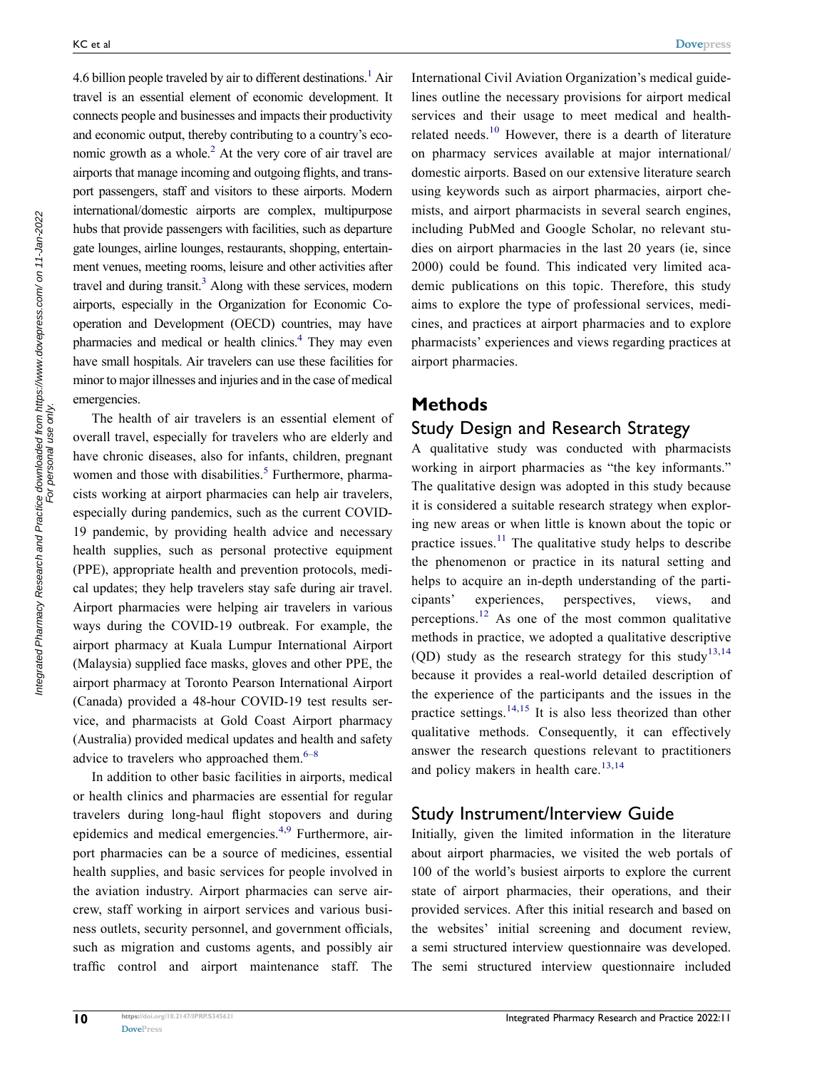4.6 billion people traveled by air to different destinations.[1] Air travel is an essential element of economic development. It connects people and businesses and impacts their productivity and economic output, thereby contributing to a country's economic growth as a whole.[2] At the very core of air travel are airports that manage incoming and outgoing flights, and transport passengers, staff and visitors to these airports. Modern international/domestic airports are complex, multipurpose hubs that provide passengers with facilities, such as departure gate lounges, airline lounges, restaurants, shopping, entertainment venues, meeting rooms, leisure and other activities after travel and during transit.[3] Along with these services, modern airports, especially in the Organization for Economic Cooperation and Development (OECD) countries, may have pharmacies and medical or health clinics.[4] They may even have small hospitals. Air travelers can use these facilities for minor to major illnesses and injuries and in the case of medical emergencies.

The health of air travelers is an essential element of overall travel, especially for travelers who are elderly and have chronic diseases, also for infants, children, pregnant women and those with disabilities.[5] Furthermore, pharmacists working at airport pharmacies can help air travelers, especially during pandemics, such as the current COVID-19 pandemic, by providing health advice and necessary health supplies, such as personal protective equipment (PPE), appropriate health and prevention protocols, medical updates; they help travelers stay safe during air travel. Airport pharmacies were helping air travelers in various ways during the COVID-19 outbreak. For example, the airport pharmacy at Kuala Lumpur International Airport (Malaysia) supplied face masks, gloves and other PPE, the airport pharmacy at Toronto Pearson International Airport (Canada) provided a 48-hour COVID-19 test results service, and pharmacists at Gold Coast Airport pharmacy (Australia) provided medical updates and health and safety advice to travelers who approached them.[6–8]

In addition to other basic facilities in airports, medical or health clinics and pharmacies are essential for regular travelers during long-haul flight stopovers and during epidemics and medical emergencies.[4,9] Furthermore, airport pharmacies can be a source of medicines, essential health supplies, and basic services for people involved in the aviation industry. Airport pharmacies can serve aircrew, staff working in airport services and various business outlets, security personnel, and government officials, such as migration and customs agents, and possibly air traffic control and airport maintenance staff. The International Civil Aviation Organization's medical guidelines outline the necessary provisions for airport medical services and their usage to meet medical and health-related needs.[10] However, there is a dearth of literature on pharmacy services available at major international/domestic airports. Based on our extensive literature search using keywords such as airport pharmacies, airport chemists, and airport pharmacists in several search engines, including PubMed and Google Scholar, no relevant studies on airport pharmacies in the last 20 years (ie, since 2000) could be found. This indicated very limited academic publications on this topic. Therefore, this study aims to explore the type of professional services, medicines, and practices at airport pharmacies and to explore pharmacists' experiences and views regarding practices at airport pharmacies.

# Methods

## Study Design and Research Strategy

A qualitative study was conducted with pharmacists working in airport pharmacies as "the key informants." The qualitative design was adopted in this study because it is considered a suitable research strategy when exploring new areas or when little is known about the topic or practice issues.[11] The qualitative study helps to describe the phenomenon or practice in its natural setting and helps to acquire an in-depth understanding of the participants' experiences, perspectives, views, and perceptions.[12] As one of the most common qualitative methods in practice, we adopted a qualitative descriptive (QD) study as the research strategy for this study[13,14] because it provides a real-world detailed description of the experience of the participants and the issues in the practice settings.[14,15] It is also less theorized than other qualitative methods. Consequently, it can effectively answer the research questions relevant to practitioners and policy makers in health care.[13,14]

## Study Instrument/Interview Guide

Initially, given the limited information in the literature about airport pharmacies, we visited the web portals of 100 of the world's busiest airports to explore the current state of airport pharmacies, their operations, and their provided services. After this initial research and based on the websites' initial screening and document review, a semi structured interview questionnaire was developed. The semi structured interview questionnaire included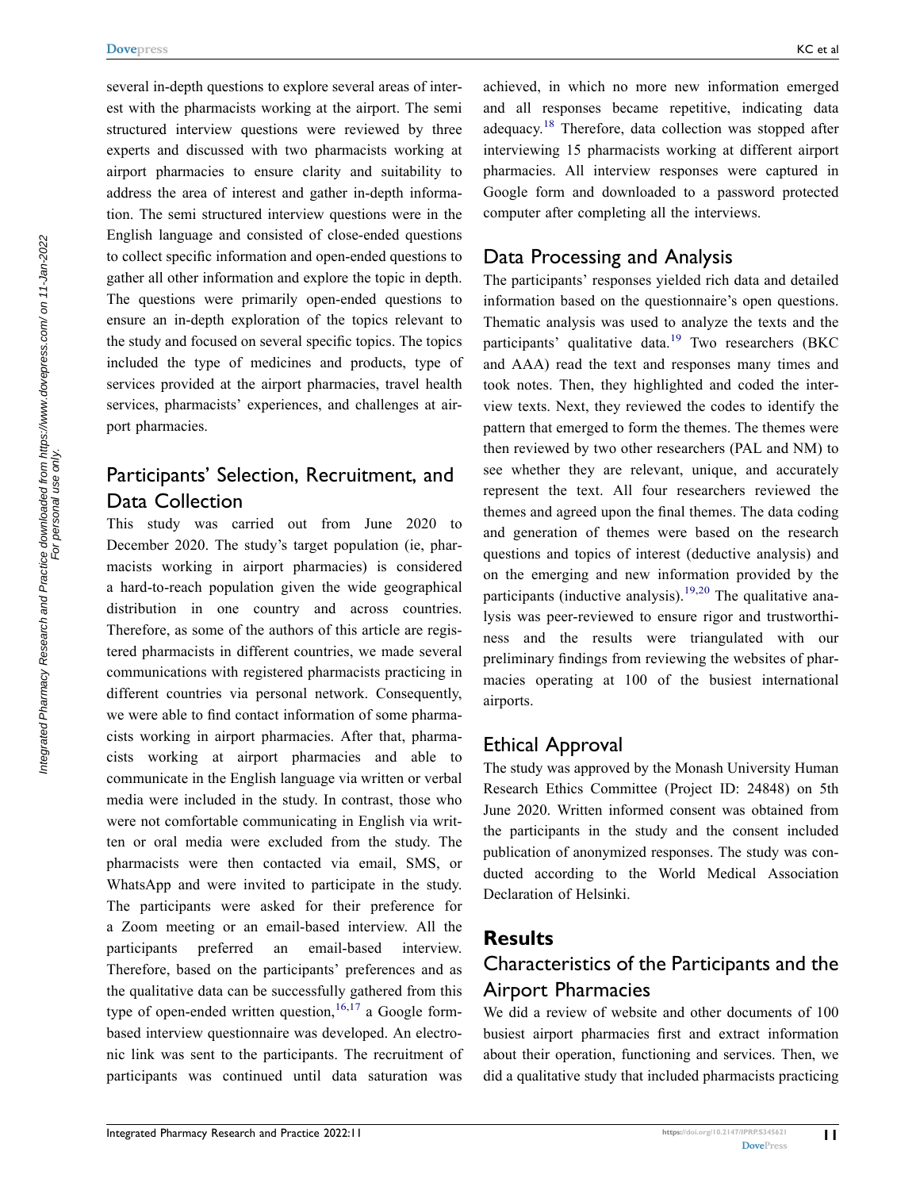several in-depth questions to explore several areas of interest with the pharmacists working at the airport. The semi structured interview questions were reviewed by three experts and discussed with two pharmacists working at airport pharmacies to ensure clarity and suitability to address the area of interest and gather in-depth information. The semi structured interview questions were in the English language and consisted of close-ended questions to collect specific information and open-ended questions to gather all other information and explore the topic in depth. The questions were primarily open-ended questions to ensure an in-depth exploration of the topics relevant to the study and focused on several specific topics. The topics included the type of medicines and products, type of services provided at the airport pharmacies, travel health services, pharmacists' experiences, and challenges at airport pharmacies.

## Participants' Selection, Recruitment, and Data Collection

This study was carried out from June 2020 to December 2020. The study's target population (ie, pharmacists working in airport pharmacies) is considered a hard-to-reach population given the wide geographical distribution in one country and across countries. Therefore, as some of the authors of this article are registered pharmacists in different countries, we made several communications with registered pharmacists practicing in different countries via personal network. Consequently, we were able to find contact information of some pharmacists working in airport pharmacies. After that, pharmacists working at airport pharmacies and able to communicate in the English language via written or verbal media were included in the study. In contrast, those who were not comfortable communicating in English via written or oral media were excluded from the study. The pharmacists were then contacted via email, SMS, or WhatsApp and were invited to participate in the study. The participants were asked for their preference for a Zoom meeting or an email-based interview. All the participants preferred an email-based interview. Therefore, based on the participants' preferences and as the qualitative data can be successfully gathered from this type of open-ended written question,[16,17] a Google form-based interview questionnaire was developed. An electronic link was sent to the participants. The recruitment of participants was continued until data saturation was achieved, in which no more new information emerged and all responses became repetitive, indicating data adequacy.[18] Therefore, data collection was stopped after interviewing 15 pharmacists working at different airport pharmacies. All interview responses were captured in Google form and downloaded to a password protected computer after completing all the interviews.

## Data Processing and Analysis

The participants' responses yielded rich data and detailed information based on the questionnaire's open questions. Thematic analysis was used to analyze the texts and the participants' qualitative data.[19] Two researchers (BKC and AAA) read the text and responses many times and took notes. Then, they highlighted and coded the interview texts. Next, they reviewed the codes to identify the pattern that emerged to form the themes. The themes were then reviewed by two other researchers (PAL and NM) to see whether they are relevant, unique, and accurately represent the text. All four researchers reviewed the themes and agreed upon the final themes. The data coding and generation of themes were based on the research questions and topics of interest (deductive analysis) and on the emerging and new information provided by the participants (inductive analysis).[19,20] The qualitative analysis was peer-reviewed to ensure rigor and trustworthiness and the results were triangulated with our preliminary findings from reviewing the websites of pharmacies operating at 100 of the busiest international airports.

## Ethical Approval

The study was approved by the Monash University Human Research Ethics Committee (Project ID: 24848) on 5th June 2020. Written informed consent was obtained from the participants in the study and the consent included publication of anonymized responses. The study was conducted according to the World Medical Association Declaration of Helsinki.

# Results

## Characteristics of the Participants and the Airport Pharmacies

We did a review of website and other documents of 100 busiest airport pharmacies first and extract information about their operation, functioning and services. Then, we did a qualitative study that included pharmacists practicing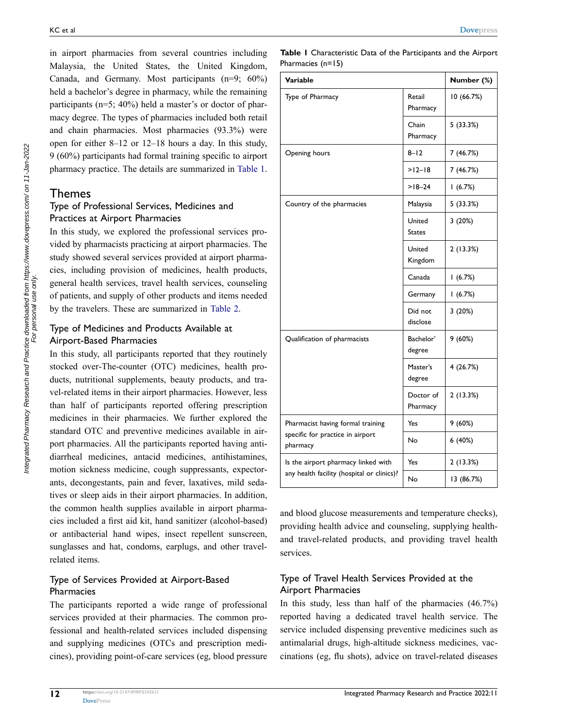in airport pharmacies from several countries including Malaysia, the United States, the United Kingdom, Canada, and Germany. Most participants (n=9; 60%) held a bachelor's degree in pharmacy, while the remaining participants (n=5; 40%) held a master's or doctor of pharmacy degree. The types of pharmacies included both retail and chain pharmacies. Most pharmacies (93.3%) were open for either 8–12 or 12–18 hours a day. In this study, 9 (60%) participants had formal training specific to airport pharmacy practice. The details are summarized in Table 1.

**Table 1** Characteristic Data of the Participants and the Airport Pharmacies (n=15)

| Variable | | Number (%) |
|---|---|---|
| Type of Pharmacy | Retail Pharmacy | 10 (66.7%) |
| | Chain Pharmacy | 5 (33.3%) |
| Opening hours | 8–12 | 7 (46.7%) |
| | >12–18 | 7 (46.7%) |
| | >18–24 | 1 (6.7%) |
| Country of the pharmacies | Malaysia | 5 (33.3%) |
| | United States | 3 (20%) |
| | United Kingdom | 2 (13.3%) |
| | Canada | 1 (6.7%) |
| | Germany | 1 (6.7%) |
| | Did not disclose | 3 (20%) |
| Qualification of pharmacists | Bachelor' degree | 9 (60%) |
| | Master's degree | 4 (26.7%) |
| | Doctor of Pharmacy | 2 (13.3%) |
| Pharmacist having formal training specific for practice in airport pharmacy | Yes | 9 (60%) |
| | No | 6 (40%) |
| Is the airport pharmacy linked with any health facility (hospital or clinics)? | Yes | 2 (13.3%) |
| | No | 13 (86.7%) |

## Themes

### Type of Professional Services, Medicines and Practices at Airport Pharmacies

In this study, we explored the professional services provided by pharmacists practicing at airport pharmacies. The study showed several services provided at airport pharmacies, including provision of medicines, health products, general health services, travel health services, counseling of patients, and supply of other products and items needed by the travelers. These are summarized in Table 2.

### Type of Medicines and Products Available at Airport-Based Pharmacies

In this study, all participants reported that they routinely stocked over-The-counter (OTC) medicines, health products, nutritional supplements, beauty products, and travel-related items in their airport pharmacies. However, less than half of participants reported offering prescription medicines in their pharmacies. We further explored the standard OTC and preventive medicines available in airport pharmacies. All the participants reported having anti-diarrheal medicines, antacid medicines, antihistamines, motion sickness medicine, cough suppressants, expectorants, decongestants, pain and fever, laxatives, mild sedatives or sleep aids in their airport pharmacies. In addition, the common health supplies available in airport pharmacies included a first aid kit, hand sanitizer (alcohol-based) or antibacterial hand wipes, insect repellent sunscreen, sunglasses and hat, condoms, earplugs, and other travel-related items.

### Type of Services Provided at Airport-Based Pharmacies

The participants reported a wide range of professional services provided at their pharmacies. The common professional and health-related services included dispensing and supplying medicines (OTCs and prescription medicines), providing point-of-care services (eg, blood pressure and blood glucose measurements and temperature checks), providing health advice and counseling, supplying health- and travel-related products, and providing travel health services.

### Type of Travel Health Services Provided at the Airport Pharmacies

In this study, less than half of the pharmacies (46.7%) reported having a dedicated travel health service. The service included dispensing preventive medicines such as antimalarial drugs, high-altitude sickness medicines, vaccinations (eg, flu shots), advice on travel-related diseases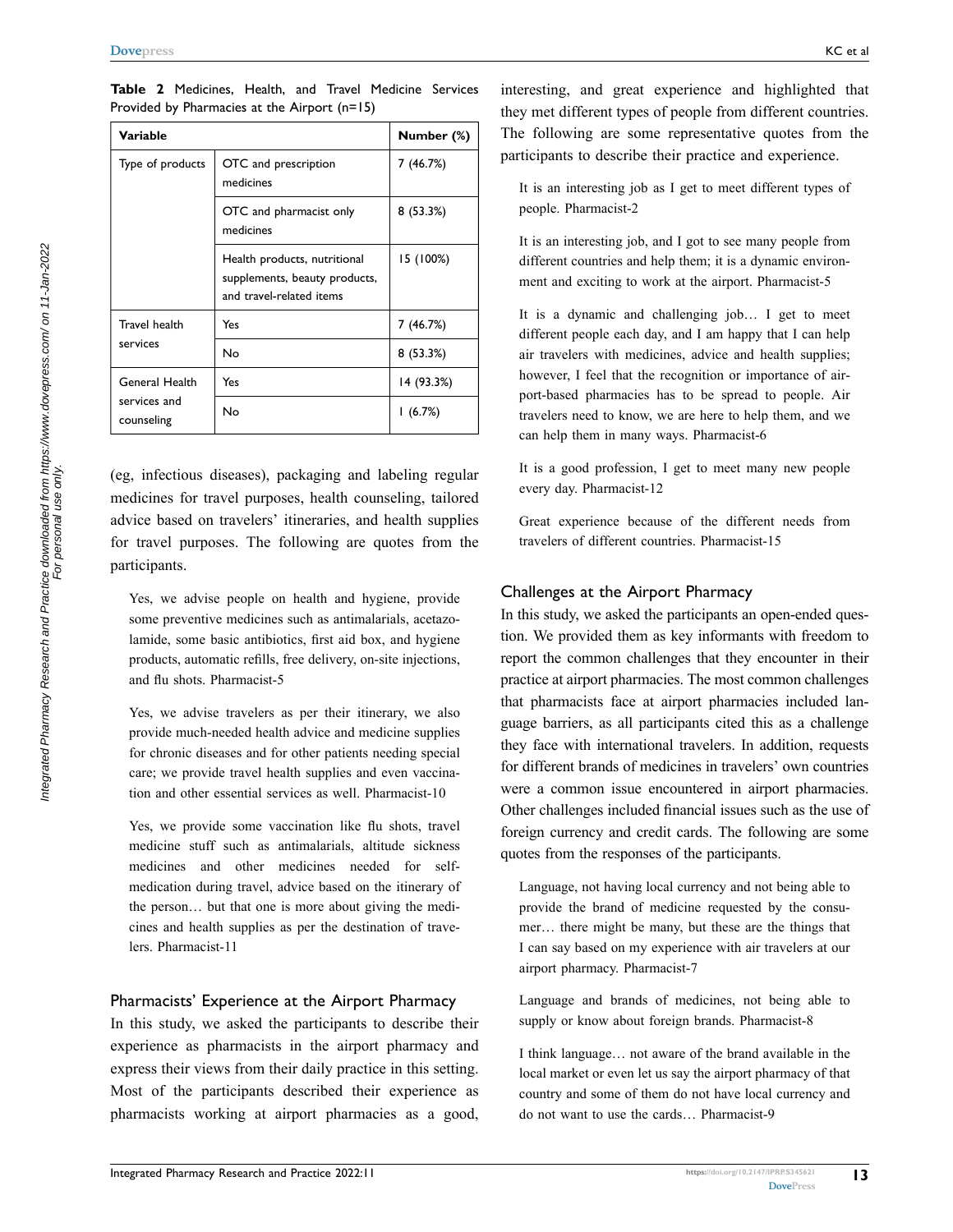**Table 2** Medicines, Health, and Travel Medicine Services Provided by Pharmacies at the Airport (n=15)

| Variable | | Number (%) |
|---|---|---|
| Type of products | OTC and prescription medicines | 7 (46.7%) |
| | OTC and pharmacist only medicines | 8 (53.3%) |
| | Health products, nutritional supplements, beauty products, and travel-related items | 15 (100%) |
| Travel health services | Yes | 7 (46.7%) |
| | No | 8 (53.3%) |
| General Health services and counseling | Yes | 14 (93.3%) |
| | No | 1 (6.7%) |

(eg, infectious diseases), packaging and labeling regular medicines for travel purposes, health counseling, tailored advice based on travelers' itineraries, and health supplies for travel purposes. The following are quotes from the participants.

> Yes, we advise people on health and hygiene, provide some preventive medicines such as antimalarials, acetazolamide, some basic antibiotics, first aid box, and hygiene products, automatic refills, free delivery, on-site injections, and flu shots. Pharmacist-5

> Yes, we advise travelers as per their itinerary, we also provide much-needed health advice and medicine supplies for chronic diseases and for other patients needing special care; we provide travel health supplies and even vaccination and other essential services as well. Pharmacist-10

> Yes, we provide some vaccination like flu shots, travel medicine stuff such as antimalarials, altitude sickness medicines and other medicines needed for self-medication during travel, advice based on the itinerary of the person… but that one is more about giving the medicines and health supplies as per the destination of travelers. Pharmacist-11

## Pharmacists' Experience at the Airport Pharmacy

In this study, we asked the participants to describe their experience as pharmacists in the airport pharmacy and express their views from their daily practice in this setting. Most of the participants described their experience as pharmacists working at airport pharmacies as a good, interesting, and great experience and highlighted that they met different types of people from different countries. The following are some representative quotes from the participants to describe their practice and experience.

> It is an interesting job as I get to meet different types of people. Pharmacist-2

> It is an interesting job, and I got to see many people from different countries and help them; it is a dynamic environment and exciting to work at the airport. Pharmacist-5

> It is a dynamic and challenging job… I get to meet different people each day, and I am happy that I can help air travelers with medicines, advice and health supplies; however, I feel that the recognition or importance of airport-based pharmacies has to be spread to people. Air travelers need to know, we are here to help them, and we can help them in many ways. Pharmacist-6

> It is a good profession, I get to meet many new people every day. Pharmacist-12

> Great experience because of the different needs from travelers of different countries. Pharmacist-15

## Challenges at the Airport Pharmacy

In this study, we asked the participants an open-ended question. We provided them as key informants with freedom to report the common challenges that they encounter in their practice at airport pharmacies. The most common challenges that pharmacists face at airport pharmacies included language barriers, as all participants cited this as a challenge they face with international travelers. In addition, requests for different brands of medicines in travelers' own countries were a common issue encountered in airport pharmacies. Other challenges included financial issues such as the use of foreign currency and credit cards. The following are some quotes from the responses of the participants.

> Language, not having local currency and not being able to provide the brand of medicine requested by the consumer… there might be many, but these are the things that I can say based on my experience with air travelers at our airport pharmacy. Pharmacist-7

> Language and brands of medicines, not being able to supply or know about foreign brands. Pharmacist-8

> I think language… not aware of the brand available in the local market or even let us say the airport pharmacy of that country and some of them do not have local currency and do not want to use the cards… Pharmacist-9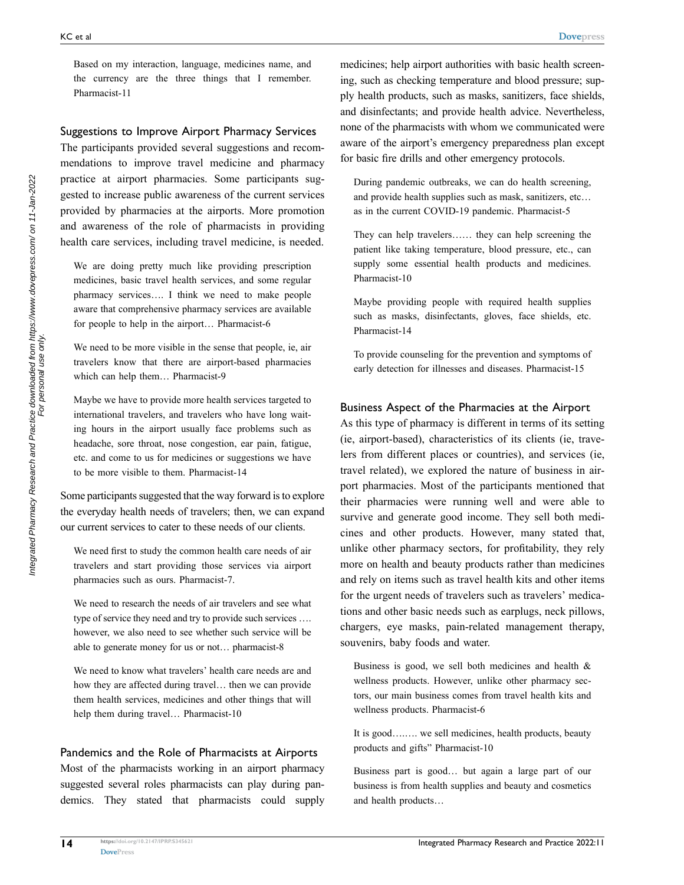Based on my interaction, language, medicines name, and the currency are the three things that I remember. Pharmacist-11

### Suggestions to Improve Airport Pharmacy Services

The participants provided several suggestions and recommendations to improve travel medicine and pharmacy practice at airport pharmacies. Some participants suggested to increase public awareness of the current services provided by pharmacies at the airports. More promotion and awareness of the role of pharmacists in providing health care services, including travel medicine, is needed.

> We are doing pretty much like providing prescription medicines, basic travel health services, and some regular pharmacy services…. I think we need to make people aware that comprehensive pharmacy services are available for people to help in the airport… Pharmacist-6

> We need to be more visible in the sense that people, ie, air travelers know that there are airport-based pharmacies which can help them… Pharmacist-9

> Maybe we have to provide more health services targeted to international travelers, and travelers who have long waiting hours in the airport usually face problems such as headache, sore throat, nose congestion, ear pain, fatigue, etc. and come to us for medicines or suggestions we have to be more visible to them. Pharmacist-14

Some participants suggested that the way forward is to explore the everyday health needs of travelers; then, we can expand our current services to cater to these needs of our clients.

> We need first to study the common health care needs of air travelers and start providing those services via airport pharmacies such as ours. Pharmacist-7.

> We need to research the needs of air travelers and see what type of service they need and try to provide such services …. however, we also need to see whether such service will be able to generate money for us or not… pharmacist-8

> We need to know what travelers' health care needs are and how they are affected during travel… then we can provide them health services, medicines and other things that will help them during travel… Pharmacist-10

### Pandemics and the Role of Pharmacists at Airports

Most of the pharmacists working in an airport pharmacy suggested several roles pharmacists can play during pandemics. They stated that pharmacists could supply medicines; help airport authorities with basic health screening, such as checking temperature and blood pressure; supply health products, such as masks, sanitizers, face shields, and disinfectants; and provide health advice. Nevertheless, none of the pharmacists with whom we communicated were aware of the airport's emergency preparedness plan except for basic fire drills and other emergency protocols.

> During pandemic outbreaks, we can do health screening, and provide health supplies such as mask, sanitizers, etc… as in the current COVID-19 pandemic. Pharmacist-5

> They can help travelers…… they can help screening the patient like taking temperature, blood pressure, etc., can supply some essential health products and medicines. Pharmacist-10

> Maybe providing people with required health supplies such as masks, disinfectants, gloves, face shields, etc. Pharmacist-14

> To provide counseling for the prevention and symptoms of early detection for illnesses and diseases. Pharmacist-15

### Business Aspect of the Pharmacies at the Airport

As this type of pharmacy is different in terms of its setting (ie, airport-based), characteristics of its clients (ie, travelers from different places or countries), and services (ie, travel related), we explored the nature of business in airport pharmacies. Most of the participants mentioned that their pharmacies were running well and were able to survive and generate good income. They sell both medicines and other products. However, many stated that, unlike other pharmacy sectors, for profitability, they rely more on health and beauty products rather than medicines and rely on items such as travel health kits and other items for the urgent needs of travelers such as travelers' medications and other basic needs such as earplugs, neck pillows, chargers, eye masks, pain-related management therapy, souvenirs, baby foods and water.

> Business is good, we sell both medicines and health & wellness products. However, unlike other pharmacy sectors, our main business comes from travel health kits and wellness products. Pharmacist-6

> It is good…….. we sell medicines, health products, beauty products and gifts" Pharmacist-10

> Business part is good… but again a large part of our business is from health supplies and beauty and cosmetics and health products…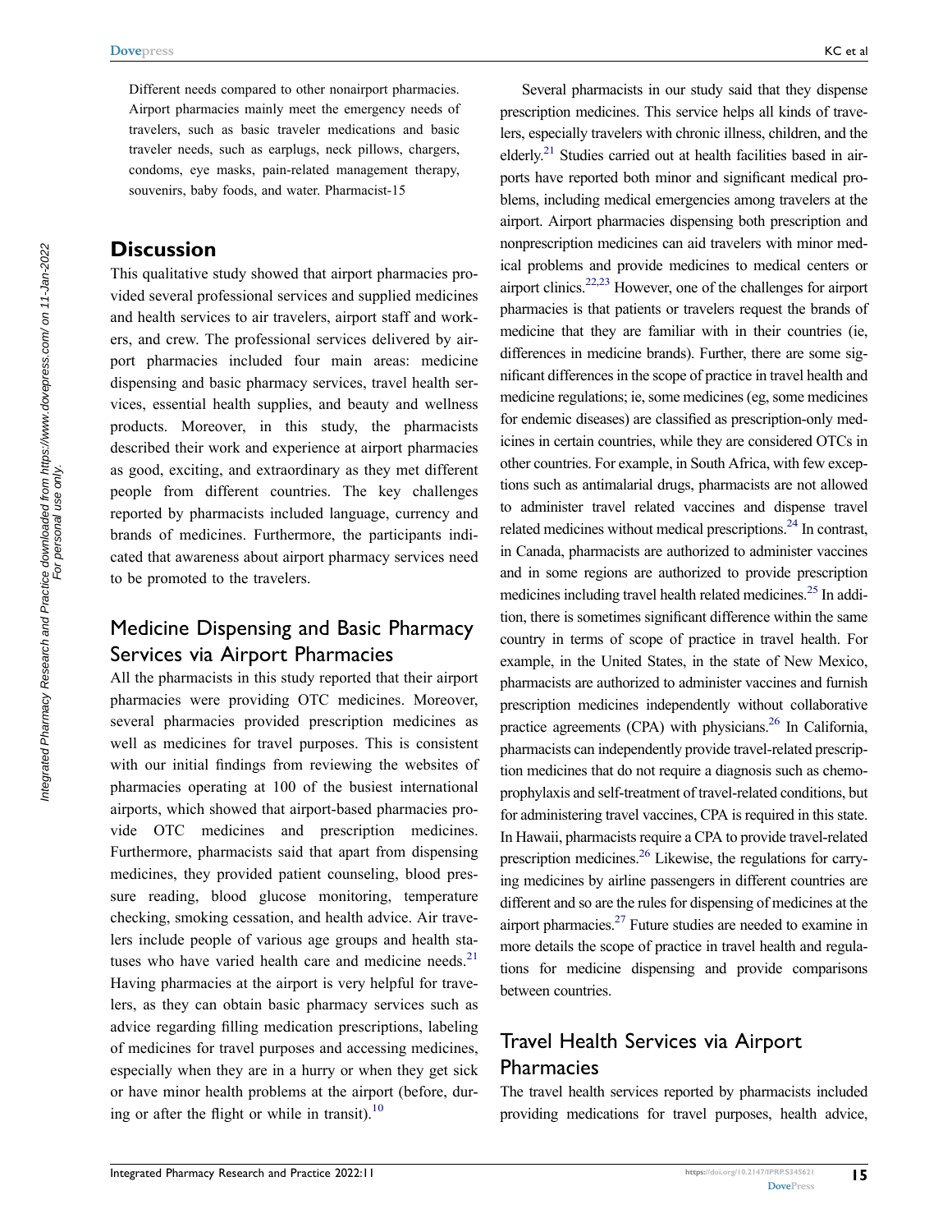Different needs compared to other nonairport pharmacies. Airport pharmacies mainly meet the emergency needs of travelers, such as basic traveler medications and basic traveler needs, such as earplugs, neck pillows, chargers, condoms, eye masks, pain-related management therapy, souvenirs, baby foods, and water. Pharmacist-15

## Discussion

This qualitative study showed that airport pharmacies provided several professional services and supplied medicines and health services to air travelers, airport staff and workers, and crew. The professional services delivered by airport pharmacies included four main areas: medicine dispensing and basic pharmacy services, travel health services, essential health supplies, and beauty and wellness products. Moreover, in this study, the pharmacists described their work and experience at airport pharmacies as good, exciting, and extraordinary as they met different people from different countries. The key challenges reported by pharmacists included language, currency and brands of medicines. Furthermore, the participants indicated that awareness about airport pharmacy services need to be promoted to the travelers.

### Medicine Dispensing and Basic Pharmacy Services via Airport Pharmacies

All the pharmacists in this study reported that their airport pharmacies were providing OTC medicines. Moreover, several pharmacies provided prescription medicines as well as medicines for travel purposes. This is consistent with our initial findings from reviewing the websites of pharmacies operating at 100 of the busiest international airports, which showed that airport-based pharmacies provide OTC medicines and prescription medicines. Furthermore, pharmacists said that apart from dispensing medicines, they provided patient counseling, blood pressure reading, blood glucose monitoring, temperature checking, smoking cessation, and health advice. Air travelers include people of various age groups and health statuses who have varied health care and medicine needs.[21] Having pharmacies at the airport is very helpful for travelers, as they can obtain basic pharmacy services such as advice regarding filling medication prescriptions, labeling of medicines for travel purposes and accessing medicines, especially when they are in a hurry or when they get sick or have minor health problems at the airport (before, during or after the flight or while in transit).[10]

Several pharmacists in our study said that they dispense prescription medicines. This service helps all kinds of travelers, especially travelers with chronic illness, children, and the elderly.[21] Studies carried out at health facilities based in airports have reported both minor and significant medical problems, including medical emergencies among travelers at the airport. Airport pharmacies dispensing both prescription and nonprescription medicines can aid travelers with minor medical problems and provide medicines to medical centers or airport clinics.[22,23] However, one of the challenges for airport pharmacies is that patients or travelers request the brands of medicine that they are familiar with in their countries (ie, differences in medicine brands). Further, there are some significant differences in the scope of practice in travel health and medicine regulations; ie, some medicines (eg, some medicines for endemic diseases) are classified as prescription-only medicines in certain countries, while they are considered OTCs in other countries. For example, in South Africa, with few exceptions such as antimalarial drugs, pharmacists are not allowed to administer travel related vaccines and dispense travel related medicines without medical prescriptions.[24] In contrast, in Canada, pharmacists are authorized to administer vaccines and in some regions are authorized to provide prescription medicines including travel health related medicines.[25] In addition, there is sometimes significant difference within the same country in terms of scope of practice in travel health. For example, in the United States, in the state of New Mexico, pharmacists are authorized to administer vaccines and furnish prescription medicines independently without collaborative practice agreements (CPA) with physicians.[26] In California, pharmacists can independently provide travel-related prescription medicines that do not require a diagnosis such as chemoprophylaxis and self-treatment of travel-related conditions, but for administering travel vaccines, CPA is required in this state. In Hawaii, pharmacists require a CPA to provide travel-related prescription medicines.[26] Likewise, the regulations for carrying medicines by airline passengers in different countries are different and so are the rules for dispensing of medicines at the airport pharmacies.[27] Future studies are needed to examine in more details the scope of practice in travel health and regulations for medicine dispensing and provide comparisons between countries.

### Travel Health Services via Airport Pharmacies

The travel health services reported by pharmacists included providing medications for travel purposes, health advice,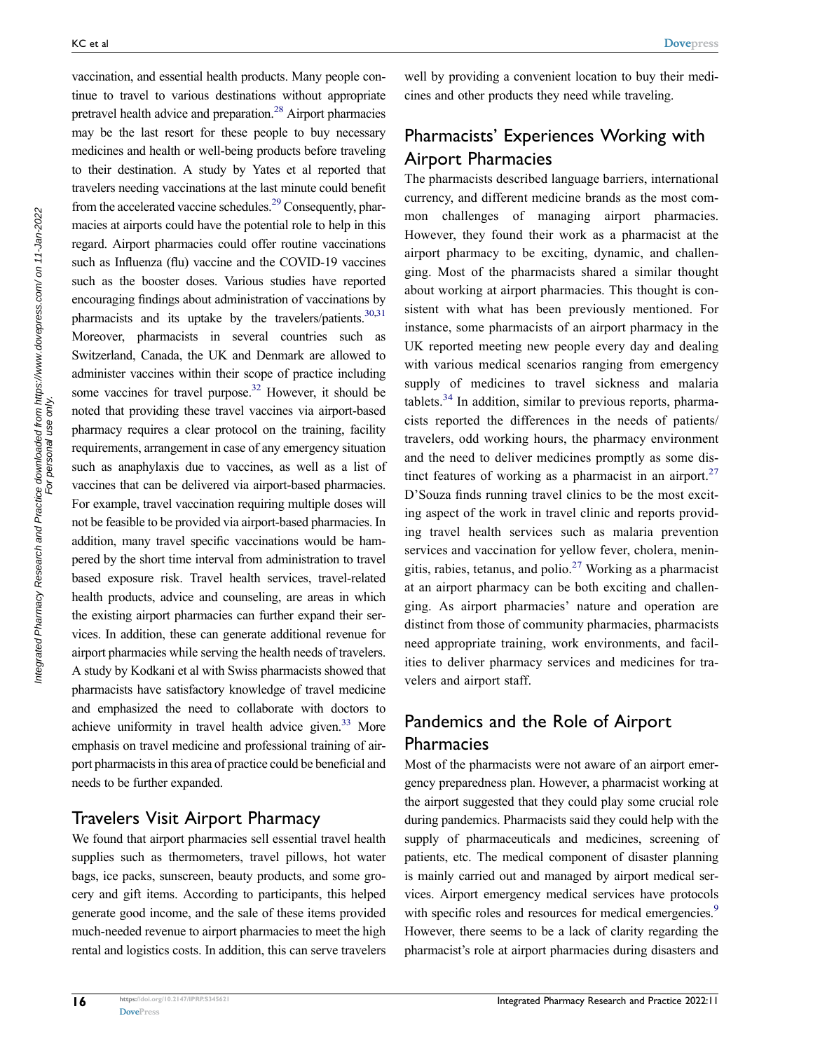vaccination, and essential health products. Many people continue to travel to various destinations without appropriate pretravel health advice and preparation.[28] Airport pharmacies may be the last resort for these people to buy necessary medicines and health or well-being products before traveling to their destination. A study by Yates et al reported that travelers needing vaccinations at the last minute could benefit from the accelerated vaccine schedules.[29] Consequently, pharmacies at airports could have the potential role to help in this regard. Airport pharmacies could offer routine vaccinations such as Influenza (flu) vaccine and the COVID-19 vaccines such as the booster doses. Various studies have reported encouraging findings about administration of vaccinations by pharmacists and its uptake by the travelers/patients.[30,31] Moreover, pharmacists in several countries such as Switzerland, Canada, the UK and Denmark are allowed to administer vaccines within their scope of practice including some vaccines for travel purpose.[32] However, it should be noted that providing these travel vaccines via airport-based pharmacy requires a clear protocol on the training, facility requirements, arrangement in case of any emergency situation such as anaphylaxis due to vaccines, as well as a list of vaccines that can be delivered via airport-based pharmacies. For example, travel vaccination requiring multiple doses will not be feasible to be provided via airport-based pharmacies. In addition, many travel specific vaccinations would be hampered by the short time interval from administration to travel based exposure risk. Travel health services, travel-related health products, advice and counseling, are areas in which the existing airport pharmacies can further expand their services. In addition, these can generate additional revenue for airport pharmacies while serving the health needs of travelers. A study by Kodkani et al with Swiss pharmacists showed that pharmacists have satisfactory knowledge of travel medicine and emphasized the need to collaborate with doctors to achieve uniformity in travel health advice given.[33] More emphasis on travel medicine and professional training of airport pharmacists in this area of practice could be beneficial and needs to be further expanded.

## Travelers Visit Airport Pharmacy

We found that airport pharmacies sell essential travel health supplies such as thermometers, travel pillows, hot water bags, ice packs, sunscreen, beauty products, and some grocery and gift items. According to participants, this helped generate good income, and the sale of these items provided much-needed revenue to airport pharmacies to meet the high rental and logistics costs. In addition, this can serve travelers well by providing a convenient location to buy their medicines and other products they need while traveling.

## Pharmacists' Experiences Working with Airport Pharmacies

The pharmacists described language barriers, international currency, and different medicine brands as the most common challenges of managing airport pharmacies. However, they found their work as a pharmacist at the airport pharmacy to be exciting, dynamic, and challenging. Most of the pharmacists shared a similar thought about working at airport pharmacies. This thought is consistent with what has been previously mentioned. For instance, some pharmacists of an airport pharmacy in the UK reported meeting new people every day and dealing with various medical scenarios ranging from emergency supply of medicines to travel sickness and malaria tablets.[34] In addition, similar to previous reports, pharmacists reported the differences in the needs of patients/travelers, odd working hours, the pharmacy environment and the need to deliver medicines promptly as some distinct features of working as a pharmacist in an airport.[27] D'Souza finds running travel clinics to be the most exciting aspect of the work in travel clinic and reports providing travel health services such as malaria prevention services and vaccination for yellow fever, cholera, meningitis, rabies, tetanus, and polio.[27] Working as a pharmacist at an airport pharmacy can be both exciting and challenging. As airport pharmacies' nature and operation are distinct from those of community pharmacies, pharmacists need appropriate training, work environments, and facilities to deliver pharmacy services and medicines for travelers and airport staff.

## Pandemics and the Role of Airport Pharmacies

Most of the pharmacists were not aware of an airport emergency preparedness plan. However, a pharmacist working at the airport suggested that they could play some crucial role during pandemics. Pharmacists said they could help with the supply of pharmaceuticals and medicines, screening of patients, etc. The medical component of disaster planning is mainly carried out and managed by airport medical services. Airport emergency medical services have protocols with specific roles and resources for medical emergencies.[9] However, there seems to be a lack of clarity regarding the pharmacist's role at airport pharmacies during disasters and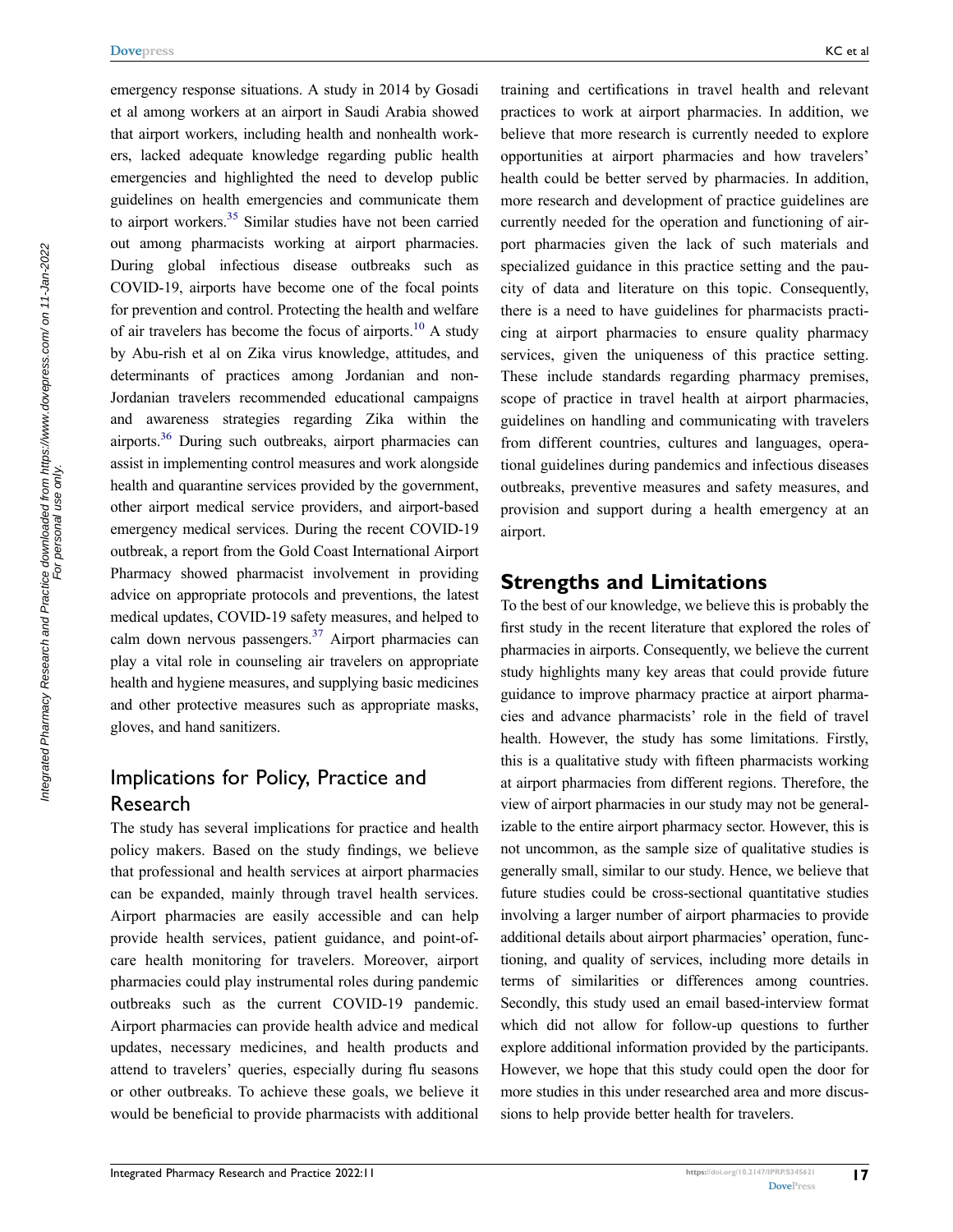emergency response situations. A study in 2014 by Gosadi et al among workers at an airport in Saudi Arabia showed that airport workers, including health and nonhealth workers, lacked adequate knowledge regarding public health emergencies and highlighted the need to develop public guidelines on health emergencies and communicate them to airport workers.[35] Similar studies have not been carried out among pharmacists working at airport pharmacies. During global infectious disease outbreaks such as COVID-19, airports have become one of the focal points for prevention and control. Protecting the health and welfare of air travelers has become the focus of airports.[10] A study by Abu-rish et al on Zika virus knowledge, attitudes, and determinants of practices among Jordanian and non-Jordanian travelers recommended educational campaigns and awareness strategies regarding Zika within the airports.[36] During such outbreaks, airport pharmacies can assist in implementing control measures and work alongside health and quarantine services provided by the government, other airport medical service providers, and airport-based emergency medical services. During the recent COVID-19 outbreak, a report from the Gold Coast International Airport Pharmacy showed pharmacist involvement in providing advice on appropriate protocols and preventions, the latest medical updates, COVID-19 safety measures, and helped to calm down nervous passengers.[37] Airport pharmacies can play a vital role in counseling air travelers on appropriate health and hygiene measures, and supplying basic medicines and other protective measures such as appropriate masks, gloves, and hand sanitizers.

## Implications for Policy, Practice and Research

The study has several implications for practice and health policy makers. Based on the study findings, we believe that professional and health services at airport pharmacies can be expanded, mainly through travel health services. Airport pharmacies are easily accessible and can help provide health services, patient guidance, and point-of-care health monitoring for travelers. Moreover, airport pharmacies could play instrumental roles during pandemic outbreaks such as the current COVID-19 pandemic. Airport pharmacies can provide health advice and medical updates, necessary medicines, and health products and attend to travelers' queries, especially during flu seasons or other outbreaks. To achieve these goals, we believe it would be beneficial to provide pharmacists with additional training and certifications in travel health and relevant practices to work at airport pharmacies. In addition, we believe that more research is currently needed to explore opportunities at airport pharmacies and how travelers' health could be better served by pharmacies. In addition, more research and development of practice guidelines are currently needed for the operation and functioning of airport pharmacies given the lack of such materials and specialized guidance in this practice setting and the paucity of data and literature on this topic. Consequently, there is a need to have guidelines for pharmacists practicing at airport pharmacies to ensure quality pharmacy services, given the uniqueness of this practice setting. These include standards regarding pharmacy premises, scope of practice in travel health at airport pharmacies, guidelines on handling and communicating with travelers from different countries, cultures and languages, operational guidelines during pandemics and infectious diseases outbreaks, preventive measures and safety measures, and provision and support during a health emergency at an airport.

## Strengths and Limitations

To the best of our knowledge, we believe this is probably the first study in the recent literature that explored the roles of pharmacies in airports. Consequently, we believe the current study highlights many key areas that could provide future guidance to improve pharmacy practice at airport pharmacies and advance pharmacists' role in the field of travel health. However, the study has some limitations. Firstly, this is a qualitative study with fifteen pharmacists working at airport pharmacies from different regions. Therefore, the view of airport pharmacies in our study may not be generalizable to the entire airport pharmacy sector. However, this is not uncommon, as the sample size of qualitative studies is generally small, similar to our study. Hence, we believe that future studies could be cross-sectional quantitative studies involving a larger number of airport pharmacies to provide additional details about airport pharmacies' operation, functioning, and quality of services, including more details in terms of similarities or differences among countries. Secondly, this study used an email based-interview format which did not allow for follow-up questions to further explore additional information provided by the participants. However, we hope that this study could open the door for more studies in this under researched area and more discussions to help provide better health for travelers.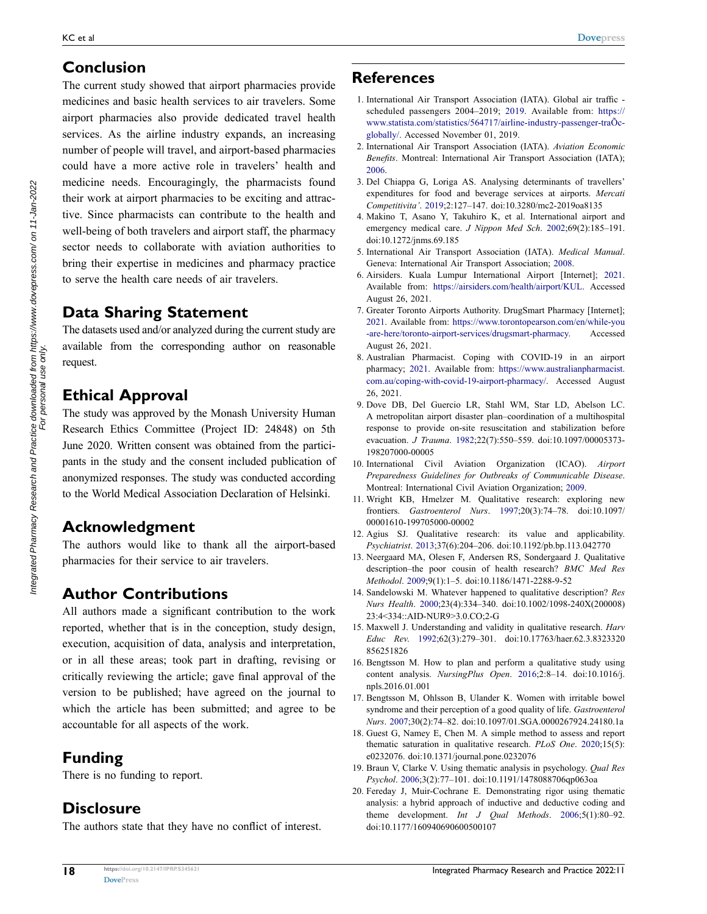## Conclusion

The current study showed that airport pharmacies provide medicines and basic health services to air travelers. Some airport pharmacies also provide dedicated travel health services. As the airline industry expands, an increasing number of people will travel, and airport-based pharmacies could have a more active role in travelers' health and medicine needs. Encouragingly, the pharmacists found their work at airport pharmacies to be exciting and attractive. Since pharmacists can contribute to the health and well-being of both travelers and airport staff, the pharmacy sector needs to collaborate with aviation authorities to bring their expertise in medicines and pharmacy practice to serve the health care needs of air travelers.

## Data Sharing Statement

The datasets used and/or analyzed during the current study are available from the corresponding author on reasonable request.

## Ethical Approval

The study was approved by the Monash University Human Research Ethics Committee (Project ID: 24848) on 5th June 2020. Written consent was obtained from the participants in the study and the consent included publication of anonymized responses. The study was conducted according to the World Medical Association Declaration of Helsinki.

## Acknowledgment

The authors would like to thank all the airport-based pharmacies for their service to air travelers.

## Author Contributions

All authors made a significant contribution to the work reported, whether that is in the conception, study design, execution, acquisition of data, analysis and interpretation, or in all these areas; took part in drafting, revising or critically reviewing the article; gave final approval of the version to be published; have agreed on the journal to which the article has been submitted; and agree to be accountable for all aspects of the work.

## Funding

There is no funding to report.

## Disclosure

The authors state that they have no conflict of interest.

## References

1. International Air Transport Association (IATA). Global air traffic - scheduled passengers 2004–2019; 2019. Available from: https://www.statista.com/statistics/564717/airline-industry-passenger-traÕc-globally/. Accessed November 01, 2019.
2. International Air Transport Association (IATA). *Aviation Economic Benefits*. Montreal: International Air Transport Association (IATA); 2006.
3. Del Chiappa G, Loriga AS. Analysing determinants of travellers' expenditures for food and beverage services at airports. *Mercati Competitivita'*. 2019;2:127–147. doi:10.3280/mc2-2019oa8135
4. Makino T, Asano Y, Takuhiro K, et al. International airport and emergency medical care. *J Nippon Med Sch*. 2002;69(2):185–191. doi:10.1272/jnms.69.185
5. International Air Transport Association (IATA). *Medical Manual*. Geneva: International Air Transport Association; 2008.
6. Airsiders. Kuala Lumpur International Airport [Internet]; 2021. Available from: https://airsiders.com/health/airport/KUL. Accessed August 26, 2021.
7. Greater Toronto Airports Authority. DrugSmart Pharmacy [Internet]; 2021. Available from: https://www.torontopearson.com/en/while-you-are-here/toronto-airport-services/drugsmart-pharmacy. Accessed August 26, 2021.
8. Australian Pharmacist. Coping with COVID-19 in an airport pharmacy; 2021. Available from: https://www.australianpharmacist.com.au/coping-with-covid-19-airport-pharmacy/. Accessed August 26, 2021.
9. Dove DB, Del Guercio LR, Stahl WM, Star LD, Abelson LC. A metropolitan airport disaster plan–coordination of a multihospital response to provide on-site resuscitation and stabilization before evacuation. *J Trauma*. 1982;22(7):550–559. doi:10.1097/00005373-198207000-00005
10. International Civil Aviation Organization (ICAO). *Airport Preparedness Guidelines for Outbreaks of Communicable Disease*. Montreal: International Civil Aviation Organization; 2009.
11. Wright KB, Hmelzer M. Qualitative research: exploring new frontiers. *Gastroenterol Nurs*. 1997;20(3):74–78. doi:10.1097/00001610-199705000-00002
12. Agius SJ. Qualitative research: its value and applicability. *Psychiatrist*. 2013;37(6):204–206. doi:10.1192/pb.bp.113.042770
13. Neergaard MA, Olesen F, Andersen RS, Sondergaard J. Qualitative description–the poor cousin of health research? *BMC Med Res Methodol*. 2009;9(1):1–5. doi:10.1186/1471-2288-9-52
14. Sandelowski M. Whatever happened to qualitative description? *Res Nurs Health*. 2000;23(4):334–340. doi:10.1002/1098-240X(200008)23:4<334::AID-NUR9>3.0.CO;2-G
15. Maxwell J. Understanding and validity in qualitative research. *Harv Educ Rev*. 1992;62(3):279–301. doi:10.17763/haer.62.3.8323320856251826
16. Bengtsson M. How to plan and perform a qualitative study using content analysis. *NursingPlus Open*. 2016;2:8–14. doi:10.1016/j.npls.2016.01.001
17. Bengtsson M, Ohlsson B, Ulander K. Women with irritable bowel syndrome and their perception of a good quality of life. *Gastroenterol Nurs*. 2007;30(2):74–82. doi:10.1097/01.SGA.0000267924.24180.1a
18. Guest G, Namey E, Chen M. A simple method to assess and report thematic saturation in qualitative research. *PLoS One*. 2020;15(5):e0232076. doi:10.1371/journal.pone.0232076
19. Braun V, Clarke V. Using thematic analysis in psychology. *Qual Res Psychol*. 2006;3(2):77–101. doi:10.1191/1478088706qp063oa
20. Fereday J, Muir-Cochrane E. Demonstrating rigor using thematic analysis: a hybrid approach of inductive and deductive coding and theme development. *Int J Qual Methods*. 2006;5(1):80–92. doi:10.1177/160940690600500107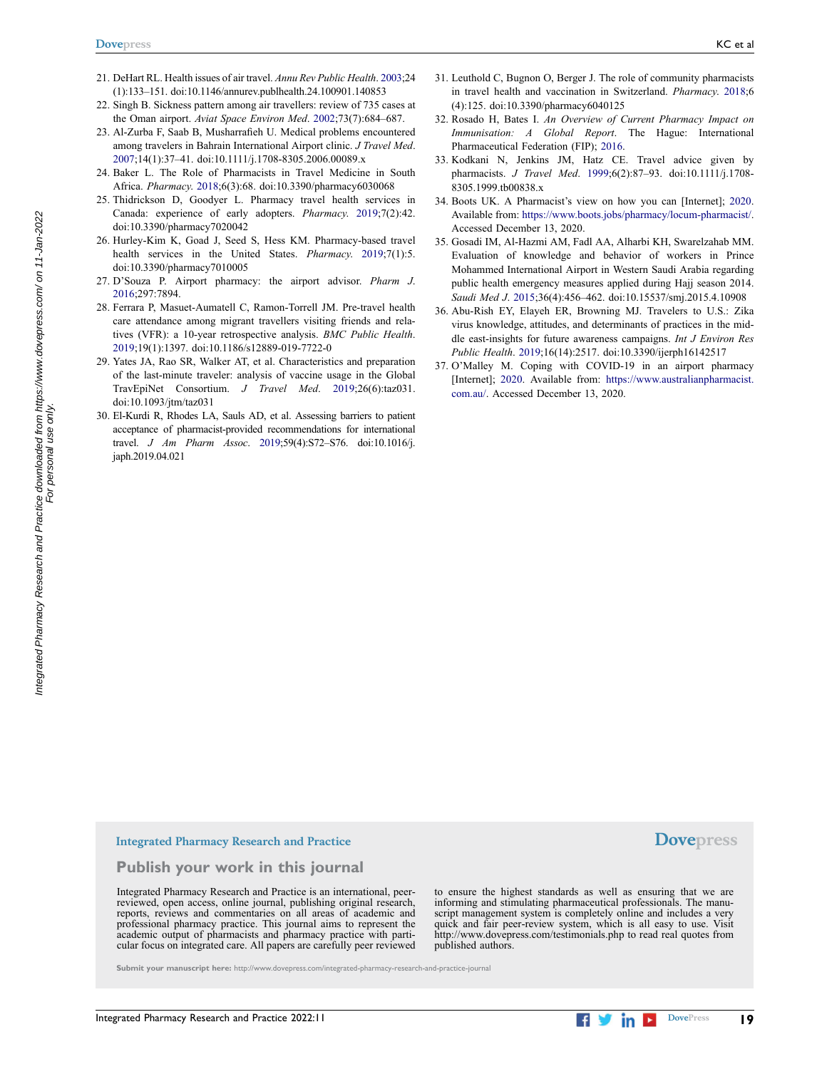21. DeHart RL. Health issues of air travel. *Annu Rev Public Health*. 2003;24(1):133–151. doi:10.1146/annurev.publhealth.24.100901.140853
22. Singh B. Sickness pattern among air travellers: review of 735 cases at the Oman airport. *Aviat Space Environ Med*. 2002;73(7):684–687.
23. Al-Zurba F, Saab B, Musharrafieh U. Medical problems encountered among travelers in Bahrain International Airport clinic. *J Travel Med*. 2007;14(1):37–41. doi:10.1111/j.1708-8305.2006.00089.x
24. Baker L. The Role of Pharmacists in Travel Medicine in South Africa. *Pharmacy*. 2018;6(3):68. doi:10.3390/pharmacy6030068
25. Thidrickson D, Goodyer L. Pharmacy travel health services in Canada: experience of early adopters. *Pharmacy*. 2019;7(2):42. doi:10.3390/pharmacy7020042
26. Hurley-Kim K, Goad J, Seed S, Hess KM. Pharmacy-based travel health services in the United States. *Pharmacy*. 2019;7(1):5. doi:10.3390/pharmacy7010005
27. D'Souza P. Airport pharmacy: the airport advisor. *Pharm J*. 2016;297:7894.
28. Ferrara P, Masuet-Aumatell C, Ramon-Torrell JM. Pre-travel health care attendance among migrant travellers visiting friends and relatives (VFR): a 10-year retrospective analysis. *BMC Public Health*. 2019;19(1):1397. doi:10.1186/s12889-019-7722-0
29. Yates JA, Rao SR, Walker AT, et al. Characteristics and preparation of the last-minute traveler: analysis of vaccine usage in the Global TravEpiNet Consortium. *J Travel Med*. 2019;26(6):taz031. doi:10.1093/jtm/taz031
30. El-Kurdi R, Rhodes LA, Sauls AD, et al. Assessing barriers to patient acceptance of pharmacist-provided recommendations for international travel. *J Am Pharm Assoc*. 2019;59(4):S72–S76. doi:10.1016/j.japh.2019.04.021
31. Leuthold C, Bugnon O, Berger J. The role of community pharmacists in travel health and vaccination in Switzerland. *Pharmacy*. 2018;6(4):125. doi:10.3390/pharmacy6040125
32. Rosado H, Bates I. *An Overview of Current Pharmacy Impact on Immunisation: A Global Report*. The Hague: International Pharmaceutical Federation (FIP); 2016.
33. Kodkani N, Jenkins JM, Hatz CE. Travel advice given by pharmacists. *J Travel Med*. 1999;6(2):87–93. doi:10.1111/j.1708-8305.1999.tb00838.x
34. Boots UK. A Pharmacist's view on how you can [Internet]; 2020. Available from: https://www.boots.jobs/pharmacy/locum-pharmacist/. Accessed December 13, 2020.
35. Gosadi IM, Al-Hazmi AM, Fadl AA, Alharbi KH, Swarelzahab MM. Evaluation of knowledge and behavior of workers in Prince Mohammed International Airport in Western Saudi Arabia regarding public health emergency measures applied during Hajj season 2014. *Saudi Med J*. 2015;36(4):456–462. doi:10.15537/smj.2015.4.10908
36. Abu-Rish EY, Elayeh ER, Browning MJ. Travelers to U.S.: Zika virus knowledge, attitudes, and determinants of practices in the middle east-insights for future awareness campaigns. *Int J Environ Res Public Health*. 2019;16(14):2517. doi:10.3390/ijerph16142517
37. O'Malley M. Coping with COVID-19 in an airport pharmacy [Internet]; 2020. Available from: https://www.australianpharmacist.com.au/. Accessed December 13, 2020.

**Integrated Pharmacy Research and Practice**

**Publish your work in this journal**

Integrated Pharmacy Research and Practice is an international, peer-reviewed, open access, online journal, publishing original research, reports, reviews and commentaries on all areas of academic and professional pharmacy practice. This journal aims to represent the academic output of pharmacists and pharmacy practice with particular focus on integrated care. All papers are carefully peer reviewed to ensure the highest standards as well as ensuring that we are informing and stimulating pharmaceutical professionals. The manuscript management system is completely online and includes a very quick and fair peer-review system, which is all easy to use. Visit http://www.dovepress.com/testimonials.php to read real quotes from published authors.

**Submit your manuscript here:** http://www.dovepress.com/integrated-pharmacy-research-and-practice-journal